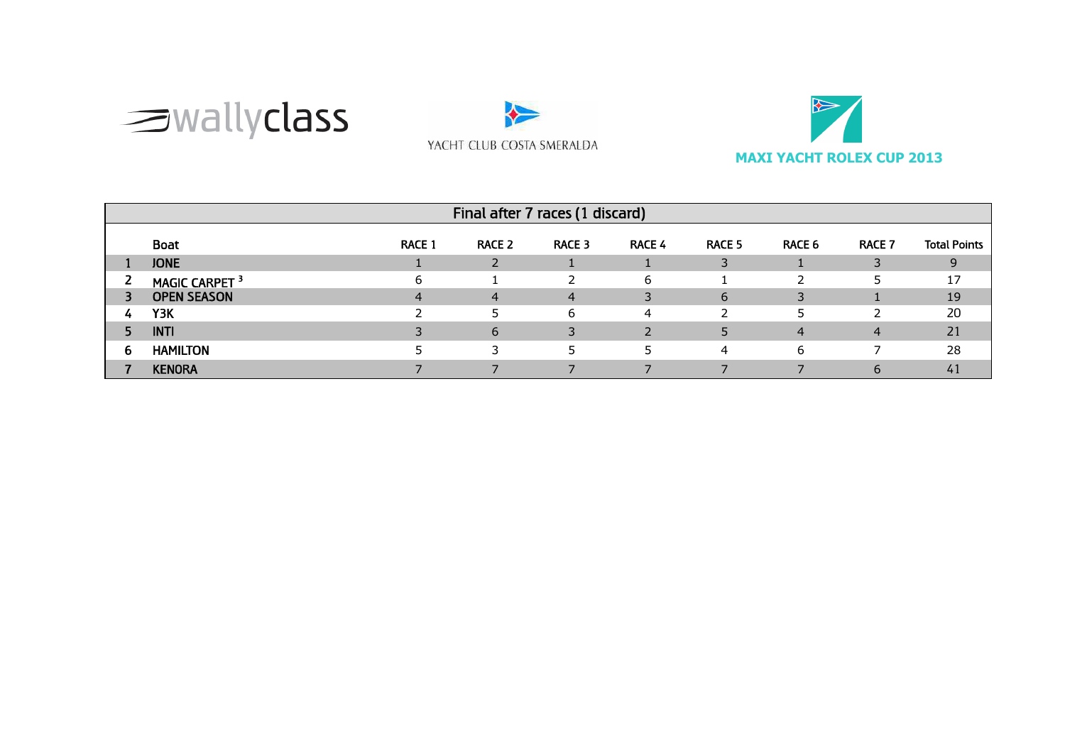wallyclass

YACHT CLUB COSTA SMERALDA

MAXI YACHT ROLEX CUP 2013

| Final after 7 races (1 discard) | | | | | | | | | |
|---|---|---|---|---|---|---|---|---|---|
| | Boat | RACE 1 | RACE 2 | RACE 3 | RACE 4 | RACE 5 | RACE 6 | RACE 7 | Total Points |
| 1 | JONE | 1 | 2 | 1 | 1 | 3 | 1 | 3 | 9 |
| 2 | MAGIC CARPET [3] | 6 | 1 | 2 | 6 | 1 | 2 | 5 | 17 |
| 3 | OPEN SEASON | 4 | 4 | 4 | 3 | 6 | 3 | 1 | 19 |
| 4 | Y3K | 2 | 5 | 6 | 4 | 2 | 5 | 2 | 20 |
| 5 | INTI | 3 | 6 | 3 | 2 | 5 | 4 | 4 | 21 |
| 6 | HAMILTON | 5 | 3 | 5 | 5 | 4 | 6 | 7 | 28 |
| 7 | KENORA | 7 | 7 | 7 | 7 | 7 | 7 | 6 | 41 |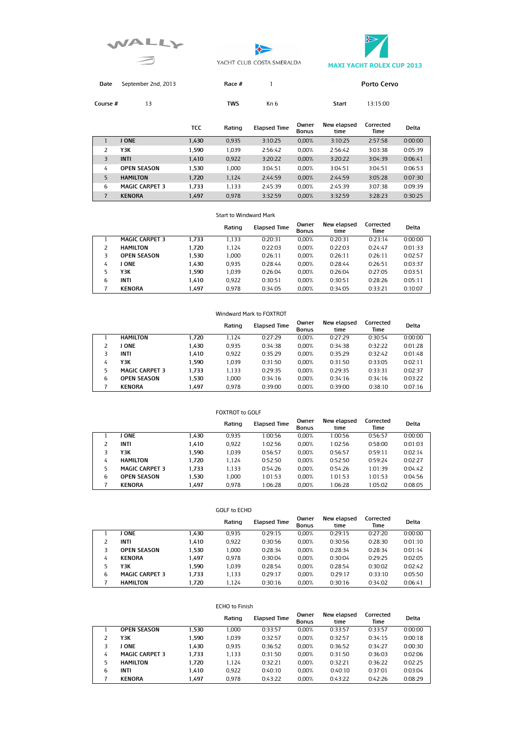WALLY

YACHT CLUB COSTA SMERALDA

**MAXI YACHT ROLEX CUP 2013**

| Date | September 2nd, 2013 | Race # | 1 | Porto Cervo |
|---|---|---|---|---|
| Course # | 13 | TWS | Kn 6 | Start 13:15:00 |

| | | TCC | Rating | Elapsed Time | Owner Bonus | New elapsed time | Corrected Time | Delta |
|---|---|---|---|---|---|---|---|---|
| 1 | **J ONE** | 1,430 | 0,935 | 3:10:25 | 0,00% | 3:10:25 | 2:57:58 | 0:00:00 |
| 2 | **Y3K** | 1,590 | 1,039 | 2:56:42 | 0,00% | 2:56:42 | 3:03:38 | 0:05:39 |
| 3 | **INTI** | 1,410 | 0,922 | 3:20:22 | 0,00% | 3:20:22 | 3:04:39 | 0:06:41 |
| 4 | **OPEN SEASON** | 1,530 | 1,000 | 3:04:51 | 0,00% | 3:04:51 | 3:04:51 | 0:06:53 |
| 5 | **HAMILTON** | 1,720 | 1,124 | 2:44:59 | 0,00% | 2:44:59 | 3:05:28 | 0:07:30 |
| 6 | **MAGIC CARPET 3** | 1,733 | 1,133 | 2:45:39 | 0,00% | 2:45:39 | 3:07:38 | 0:09:39 |
| 7 | **KENORA** | 1,497 | 0,978 | 3:32:59 | 0,00% | 3:32:59 | 3:28:23 | 0:30:25 |

Start to Windward Mark

| | | | Rating | Elapsed Time | Owner Bonus | New elapsed time | Corrected Time | Delta |
|---|---|---|---|---|---|---|---|---|
| 1 | **MAGIC CARPET 3** | 1,733 | 1,133 | 0:20:31 | 0,00% | 0:20:31 | 0:23:14 | 0:00:00 |
| 2 | **HAMILTON** | 1,720 | 1,124 | 0:22:03 | 0,00% | 0:22:03 | 0:24:47 | 0:01:33 |
| 3 | **OPEN SEASON** | 1,530 | 1,000 | 0:26:11 | 0,00% | 0:26:11 | 0:26:11 | 0:02:57 |
| 4 | **J ONE** | 1,430 | 0,935 | 0:28:44 | 0,00% | 0:28:44 | 0:26:51 | 0:03:37 |
| 5 | **Y3K** | 1,590 | 1,039 | 0:26:04 | 0,00% | 0:26:04 | 0:27:05 | 0:03:51 |
| 6 | **INTI** | 1,410 | 0,922 | 0:30:51 | 0,00% | 0:30:51 | 0:28:26 | 0:05:11 |
| 7 | **KENORA** | 1,497 | 0,978 | 0:34:05 | 0,00% | 0:34:05 | 0:33:21 | 0:10:07 |

Windward Mark to FOXTROT

| | | | Rating | Elapsed Time | Owner Bonus | New elapsed time | Corrected Time | Delta |
|---|---|---|---|---|---|---|---|---|
| 1 | **HAMILTON** | 1,720 | 1,124 | 0:27:29 | 0,00% | 0:27:29 | 0:30:54 | 0:00:00 |
| 2 | **J ONE** | 1,430 | 0,935 | 0:34:38 | 0,00% | 0:34:38 | 0:32:22 | 0:01:28 |
| 3 | **INTI** | 1,410 | 0,922 | 0:35:29 | 0,00% | 0:35:29 | 0:32:42 | 0:01:48 |
| 4 | **Y3K** | 1,590 | 1,039 | 0:31:50 | 0,00% | 0:31:50 | 0:33:05 | 0:02:11 |
| 5 | **MAGIC CARPET 3** | 1,733 | 1,133 | 0:29:35 | 0,00% | 0:29:35 | 0:33:31 | 0:02:37 |
| 6 | **OPEN SEASON** | 1,530 | 1,000 | 0:34:16 | 0,00% | 0:34:16 | 0:34:16 | 0:03:22 |
| 7 | **KENORA** | 1,497 | 0,978 | 0:39:00 | 0,00% | 0:39:00 | 0:38:10 | 0:07:16 |

FOXTROT to GOLF

| | | | Rating | Elapsed Time | Owner Bonus | New elapsed time | Corrected Time | Delta |
|---|---|---|---|---|---|---|---|---|
| 1 | **J ONE** | 1,430 | 0,935 | 1:00:56 | 0,00% | 1:00:56 | 0:56:57 | 0:00:00 |
| 2 | **INTI** | 1,410 | 0,922 | 1:02:56 | 0,00% | 1:02:56 | 0:58:00 | 0:01:03 |
| 3 | **Y3K** | 1,590 | 1,039 | 0:56:57 | 0,00% | 0:56:57 | 0:59:11 | 0:02:14 |
| 4 | **HAMILTON** | 1,720 | 1,124 | 0:52:50 | 0,00% | 0:52:50 | 0:59:24 | 0:02:27 |
| 5 | **MAGIC CARPET 3** | 1,733 | 1,133 | 0:54:26 | 0,00% | 0:54:26 | 1:01:39 | 0:04:42 |
| 6 | **OPEN SEASON** | 1,530 | 1,000 | 1:01:53 | 0,00% | 1:01:53 | 1:01:53 | 0:04:56 |
| 7 | **KENORA** | 1,497 | 0,978 | 1:06:28 | 0,00% | 1:06:28 | 1:05:02 | 0:08:05 |

GOLF to ECHO

| | | | Rating | Elapsed Time | Owner Bonus | New elapsed time | Corrected Time | Delta |
|---|---|---|---|---|---|---|---|---|
| 1 | **J ONE** | 1,430 | 0,935 | 0:29:15 | 0,00% | 0:29:15 | 0:27:20 | 0:00:00 |
| 2 | **INTI** | 1,410 | 0,922 | 0:30:56 | 0,00% | 0:30:56 | 0:28:30 | 0:01:10 |
| 3 | **OPEN SEASON** | 1,530 | 1,000 | 0:28:34 | 0,00% | 0:28:34 | 0:28:34 | 0:01:14 |
| 4 | **KENORA** | 1,497 | 0,978 | 0:30:04 | 0,00% | 0:30:04 | 0:29:25 | 0:02:05 |
| 5 | **Y3K** | 1,590 | 1,039 | 0:28:54 | 0,00% | 0:28:54 | 0:30:02 | 0:02:42 |
| 6 | **MAGIC CARPET 3** | 1,733 | 1,133 | 0:29:17 | 0,00% | 0:29:17 | 0:33:10 | 0:05:50 |
| 7 | **HAMILTON** | 1,720 | 1,124 | 0:30:16 | 0,00% | 0:30:16 | 0:34:02 | 0:06:41 |

ECHO to Finish

| | | | Rating | Elapsed Time | Owner Bonus | New elapsed time | Corrected Time | Delta |
|---|---|---|---|---|---|---|---|---|
| 1 | **OPEN SEASON** | 1,530 | 1,000 | 0:33:57 | 0,00% | 0:33:57 | 0:33:57 | 0:00:00 |
| 2 | **Y3K** | 1,590 | 1,039 | 0:32:57 | 0,00% | 0:32:57 | 0:34:15 | 0:00:18 |
| 3 | **J ONE** | 1,430 | 0,935 | 0:36:52 | 0,00% | 0:36:52 | 0:34:27 | 0:00:30 |
| 4 | **MAGIC CARPET 3** | 1,733 | 1,133 | 0:31:50 | 0,00% | 0:31:50 | 0:36:03 | 0:02:06 |
| 5 | **HAMILTON** | 1,720 | 1,124 | 0:32:21 | 0,00% | 0:32:21 | 0:36:22 | 0:02:25 |
| 6 | **INTI** | 1,410 | 0,922 | 0:40:10 | 0,00% | 0:40:10 | 0:37:01 | 0:03:04 |
| 7 | **KENORA** | 1,497 | 0,978 | 0:43:22 | 0,00% | 0:43:22 | 0:42:26 | 0:08:29 |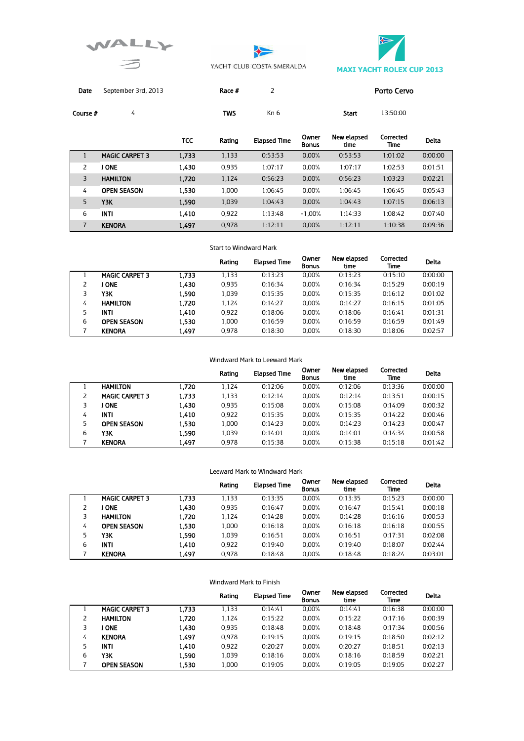WALLY

YACHT CLUB COSTA SMERALDA

**MAXI YACHT ROLEX CUP 2013**

| **Date** | September 3rd, 2013 | **Race #** | 2 | Porto Cervo |
|---|---|---|---|---|
| **Course #** | 4 | **TWS** | Kn 6 | **Start** 13:50:00 |

| | | TCC | Rating | Elapsed Time | Owner Bonus | New elapsed time | Corrected Time | Delta |
|---|---|---|---|---|---|---|---|---|
| 1 | **MAGIC CARPET 3** | **1,733** | 1,133 | 0:53:53 | 0,00% | 0:53:53 | 1:01:02 | 0:00:00 |
| 2 | **J ONE** | **1,430** | 0,935 | 1:07:17 | 0,00% | 1:07:17 | 1:02:53 | 0:01:51 |
| 3 | **HAMILTON** | **1,720** | 1,124 | 0:56:23 | 0,00% | 0:56:23 | 1:03:23 | 0:02:21 |
| 4 | **OPEN SEASON** | **1,530** | 1,000 | 1:06:45 | 0,00% | 1:06:45 | 1:06:45 | 0:05:43 |
| 5 | **Y3K** | **1,590** | 1,039 | 1:04:43 | 0,00% | 1:04:43 | 1:07:15 | 0:06:13 |
| 6 | **INTI** | **1,410** | 0,922 | 1:13:48 | -1,00% | 1:14:33 | 1:08:42 | 0:07:40 |
| 7 | **KENORA** | **1,497** | 0,978 | 1:12:11 | 0,00% | 1:12:11 | 1:10:38 | 0:09:36 |

Start to Windward Mark

| | | | Rating | Elapsed Time | Owner Bonus | New elapsed time | Corrected Time | Delta |
|---|---|---|---|---|---|---|---|---|
| 1 | **MAGIC CARPET 3** | **1,733** | 1,133 | 0:13:23 | 0,00% | 0:13:23 | 0:15:10 | 0:00:00 |
| 2 | **J ONE** | **1,430** | 0,935 | 0:16:34 | 0,00% | 0:16:34 | 0:15:29 | 0:00:19 |
| 3 | **Y3K** | **1,590** | 1,039 | 0:15:35 | 0,00% | 0:15:35 | 0:16:12 | 0:01:02 |
| 4 | **HAMILTON** | **1,720** | 1,124 | 0:14:27 | 0,00% | 0:14:27 | 0:16:15 | 0:01:05 |
| 5 | **INTI** | **1,410** | 0,922 | 0:18:06 | 0,00% | 0:18:06 | 0:16:41 | 0:01:31 |
| 6 | **OPEN SEASON** | **1,530** | 1,000 | 0:16:59 | 0,00% | 0:16:59 | 0:16:59 | 0:01:49 |
| 7 | **KENORA** | **1,497** | 0,978 | 0:18:30 | 0,00% | 0:18:30 | 0:18:06 | 0:02:57 |

Windward Mark to Leeward Mark

| | | | Rating | Elapsed Time | Owner Bonus | New elapsed time | Corrected Time | Delta |
|---|---|---|---|---|---|---|---|---|
| 1 | **HAMILTON** | **1,720** | 1,124 | 0:12:06 | 0,00% | 0:12:06 | 0:13:36 | 0:00:00 |
| 2 | **MAGIC CARPET 3** | **1,733** | 1,133 | 0:12:14 | 0,00% | 0:12:14 | 0:13:51 | 0:00:15 |
| 3 | **J ONE** | **1,430** | 0,935 | 0:15:08 | 0,00% | 0:15:08 | 0:14:09 | 0:00:32 |
| 4 | **INTI** | **1,410** | 0,922 | 0:15:35 | 0,00% | 0:15:35 | 0:14:22 | 0:00:46 |
| 5 | **OPEN SEASON** | **1,530** | 1,000 | 0:14:23 | 0,00% | 0:14:23 | 0:14:23 | 0:00:47 |
| 6 | **Y3K** | **1,590** | 1,039 | 0:14:01 | 0,00% | 0:14:01 | 0:14:34 | 0:00:58 |
| 7 | **KENORA** | **1,497** | 0,978 | 0:15:38 | 0,00% | 0:15:38 | 0:15:18 | 0:01:42 |

Leeward Mark to Windward Mark

| | | | Rating | Elapsed Time | Owner Bonus | New elapsed time | Corrected Time | Delta |
|---|---|---|---|---|---|---|---|---|
| 1 | **MAGIC CARPET 3** | **1,733** | 1,133 | 0:13:35 | 0,00% | 0:13:35 | 0:15:23 | 0:00:00 |
| 2 | **J ONE** | **1,430** | 0,935 | 0:16:47 | 0,00% | 0:16:47 | 0:15:41 | 0:00:18 |
| 3 | **HAMILTON** | **1,720** | 1,124 | 0:14:28 | 0,00% | 0:14:28 | 0:16:16 | 0:00:53 |
| 4 | **OPEN SEASON** | **1,530** | 1,000 | 0:16:18 | 0,00% | 0:16:18 | 0:16:18 | 0:00:55 |
| 5 | **Y3K** | **1,590** | 1,039 | 0:16:51 | 0,00% | 0:16:51 | 0:17:31 | 0:02:08 |
| 6 | **INTI** | **1,410** | 0,922 | 0:19:40 | 0,00% | 0:19:40 | 0:18:07 | 0:02:44 |
| 7 | **KENORA** | **1,497** | 0,978 | 0:18:48 | 0,00% | 0:18:48 | 0:18:24 | 0:03:01 |

Windward Mark to Finish

| | | | Rating | Elapsed Time | Owner Bonus | New elapsed time | Corrected Time | Delta |
|---|---|---|---|---|---|---|---|---|
| 1 | **MAGIC CARPET 3** | **1,733** | 1,133 | 0:14:41 | 0,00% | 0:14:41 | 0:16:38 | 0:00:00 |
| 2 | **HAMILTON** | **1,720** | 1,124 | 0:15:22 | 0,00% | 0:15:22 | 0:17:16 | 0:00:39 |
| 3 | **J ONE** | **1,430** | 0,935 | 0:18:48 | 0,00% | 0:18:48 | 0:17:34 | 0:00:56 |
| 4 | **KENORA** | **1,497** | 0,978 | 0:19:15 | 0,00% | 0:19:15 | 0:18:50 | 0:02:12 |
| 5 | **INTI** | **1,410** | 0,922 | 0:20:27 | 0,00% | 0:20:27 | 0:18:51 | 0:02:13 |
| 6 | **Y3K** | **1,590** | 1,039 | 0:18:16 | 0,00% | 0:18:16 | 0:18:59 | 0:02:21 |
| 7 | **OPEN SEASON** | **1,530** | 1,000 | 0:19:05 | 0,00% | 0:19:05 | 0:19:05 | 0:02:27 |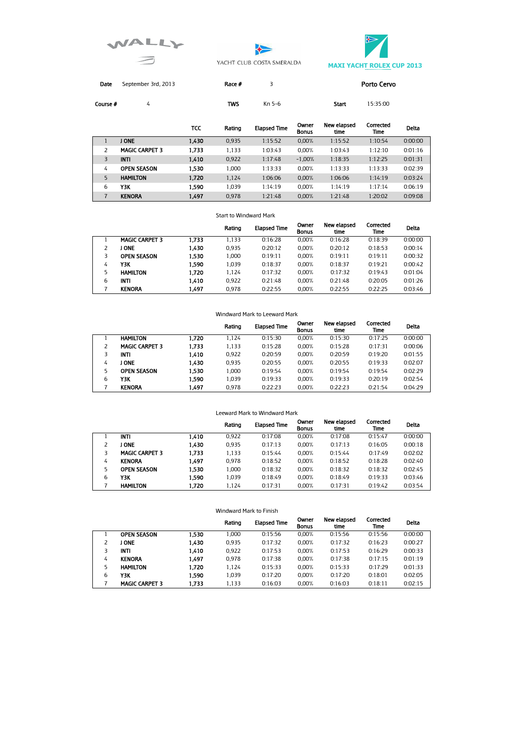WALLY

YACHT CLUB COSTA SMERALDA

MAXI YACHT ROLEX CUP 2013

| Date | September 3rd, 2013 | Race # | 3 | Porto Cervo | |
|---|---|---|---|---|---|
| Course # | 4 | TWS | Kn 5-6 | Start | 15:35:00 |

| | | TCC | Rating | Elapsed Time | Owner Bonus | New elapsed time | Corrected Time | Delta |
|---|---|---|---|---|---|---|---|---|
| 1 | J ONE | 1,430 | 0,935 | 1:15:52 | 0,00% | 1:15:52 | 1:10:54 | 0:00:00 |
| 2 | MAGIC CARPET 3 | 1,733 | 1,133 | 1:03:43 | 0,00% | 1:03:43 | 1:12:10 | 0:01:16 |
| 3 | INTI | 1,410 | 0,922 | 1:17:48 | -1,00% | 1:18:35 | 1:12:25 | 0:01:31 |
| 4 | OPEN SEASON | 1,530 | 1,000 | 1:13:33 | 0,00% | 1:13:33 | 1:13:33 | 0:02:39 |
| 5 | HAMILTON | 1,720 | 1,124 | 1:06:06 | 0,00% | 1:06:06 | 1:14:19 | 0:03:24 |
| 6 | Y3K | 1,590 | 1,039 | 1:14:19 | 0,00% | 1:14:19 | 1:17:14 | 0:06:19 |
| 7 | KENORA | 1,497 | 0,978 | 1:21:48 | 0,00% | 1:21:48 | 1:20:02 | 0:09:08 |

Start to Windward Mark

| | | | Rating | Elapsed Time | Owner Bonus | New elapsed time | Corrected Time | Delta |
|---|---|---|---|---|---|---|---|---|
| 1 | MAGIC CARPET 3 | 1,733 | 1,133 | 0:16:28 | 0,00% | 0:16:28 | 0:18:39 | 0:00:00 |
| 2 | J ONE | 1,430 | 0,935 | 0:20:12 | 0,00% | 0:20:12 | 0:18:53 | 0:00:14 |
| 3 | OPEN SEASON | 1,530 | 1,000 | 0:19:11 | 0,00% | 0:19:11 | 0:19:11 | 0:00:32 |
| 4 | Y3K | 1,590 | 1,039 | 0:18:37 | 0,00% | 0:18:37 | 0:19:21 | 0:00:42 |
| 5 | HAMILTON | 1,720 | 1,124 | 0:17:32 | 0,00% | 0:17:32 | 0:19:43 | 0:01:04 |
| 6 | INTI | 1,410 | 0,922 | 0:21:48 | 0,00% | 0:21:48 | 0:20:05 | 0:01:26 |
| 7 | KENORA | 1,497 | 0,978 | 0:22:55 | 0,00% | 0:22:55 | 0:22:25 | 0:03:46 |

Windward Mark to Leeward Mark

| | | | Rating | Elapsed Time | Owner Bonus | New elapsed time | Corrected Time | Delta |
|---|---|---|---|---|---|---|---|---|
| 1 | HAMILTON | 1,720 | 1,124 | 0:15:30 | 0,00% | 0:15:30 | 0:17:25 | 0:00:00 |
| 2 | MAGIC CARPET 3 | 1,733 | 1,133 | 0:15:28 | 0,00% | 0:15:28 | 0:17:31 | 0:00:06 |
| 3 | INTI | 1,410 | 0,922 | 0:20:59 | 0,00% | 0:20:59 | 0:19:20 | 0:01:55 |
| 4 | J ONE | 1,430 | 0,935 | 0:20:55 | 0,00% | 0:20:55 | 0:19:33 | 0:02:07 |
| 5 | OPEN SEASON | 1,530 | 1,000 | 0:19:54 | 0,00% | 0:19:54 | 0:19:54 | 0:02:29 |
| 6 | Y3K | 1,590 | 1,039 | 0:19:33 | 0,00% | 0:19:33 | 0:20:19 | 0:02:54 |
| 7 | KENORA | 1,497 | 0,978 | 0:22:23 | 0,00% | 0:22:23 | 0:21:54 | 0:04:29 |

Leeward Mark to Windward Mark

| | | | Rating | Elapsed Time | Owner Bonus | New elapsed time | Corrected Time | Delta |
|---|---|---|---|---|---|---|---|---|
| 1 | INTI | 1,410 | 0,922 | 0:17:08 | 0,00% | 0:17:08 | 0:15:47 | 0:00:00 |
| 2 | J ONE | 1,430 | 0,935 | 0:17:13 | 0,00% | 0:17:13 | 0:16:05 | 0:00:18 |
| 3 | MAGIC CARPET 3 | 1,733 | 1,133 | 0:15:44 | 0,00% | 0:15:44 | 0:17:49 | 0:02:02 |
| 4 | KENORA | 1,497 | 0,978 | 0:18:52 | 0,00% | 0:18:52 | 0:18:28 | 0:02:40 |
| 5 | OPEN SEASON | 1,530 | 1,000 | 0:18:32 | 0,00% | 0:18:32 | 0:18:32 | 0:02:45 |
| 6 | Y3K | 1,590 | 1,039 | 0:18:49 | 0,00% | 0:18:49 | 0:19:33 | 0:03:46 |
| 7 | HAMILTON | 1,720 | 1,124 | 0:17:31 | 0,00% | 0:17:31 | 0:19:42 | 0:03:54 |

Windward Mark to Finish

| | | | Rating | Elapsed Time | Owner Bonus | New elapsed time | Corrected Time | Delta |
|---|---|---|---|---|---|---|---|---|
| 1 | OPEN SEASON | 1,530 | 1,000 | 0:15:56 | 0,00% | 0:15:56 | 0:15:56 | 0:00:00 |
| 2 | J ONE | 1,430 | 0,935 | 0:17:32 | 0,00% | 0:17:32 | 0:16:23 | 0:00:27 |
| 3 | INTI | 1,410 | 0,922 | 0:17:53 | 0,00% | 0:17:53 | 0:16:29 | 0:00:33 |
| 4 | KENORA | 1,497 | 0,978 | 0:17:38 | 0,00% | 0:17:38 | 0:17:15 | 0:01:19 |
| 5 | HAMILTON | 1,720 | 1,124 | 0:15:33 | 0,00% | 0:15:33 | 0:17:29 | 0:01:33 |
| 6 | Y3K | 1,590 | 1,039 | 0:17:20 | 0,00% | 0:17:20 | 0:18:01 | 0:02:05 |
| 7 | MAGIC CARPET 3 | 1,733 | 1,133 | 0:16:03 | 0,00% | 0:16:03 | 0:18:11 | 0:02:15 |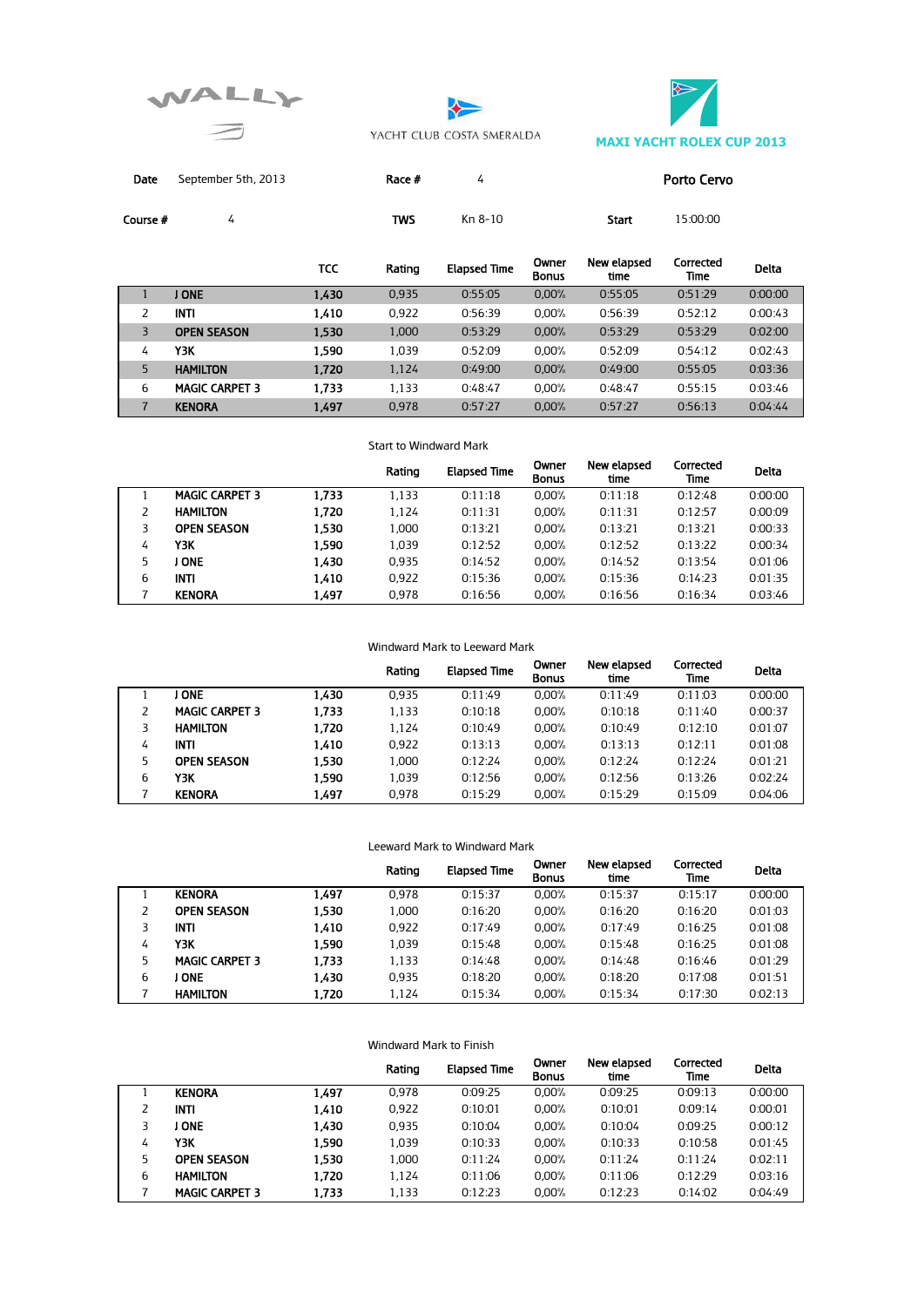WALLY

YACHT CLUB COSTA SMERALDA

MAXI YACHT ROLEX CUP 2013

| Date | September 5th, 2013 | Race # | 4 | Porto Cervo |
|---|---|---|---|---|
| Course # | 4 | TWS | Kn 8-10 | Start 15:00:00 |

| | | TCC | Rating | Elapsed Time | Owner Bonus | New elapsed time | Corrected Time | Delta |
|---|---|---|---|---|---|---|---|---|
| 1 | J ONE | 1,430 | 0,935 | 0:55:05 | 0,00% | 0:55:05 | 0:51:29 | 0:00:00 |
| 2 | INTI | 1,410 | 0,922 | 0:56:39 | 0,00% | 0:56:39 | 0:52:12 | 0:00:43 |
| 3 | OPEN SEASON | 1,530 | 1,000 | 0:53:29 | 0,00% | 0:53:29 | 0:53:29 | 0:02:00 |
| 4 | Y3K | 1,590 | 1,039 | 0:52:09 | 0,00% | 0:52:09 | 0:54:12 | 0:02:43 |
| 5 | HAMILTON | 1,720 | 1,124 | 0:49:00 | 0,00% | 0:49:00 | 0:55:05 | 0:03:36 |
| 6 | MAGIC CARPET 3 | 1,733 | 1,133 | 0:48:47 | 0,00% | 0:48:47 | 0:55:15 | 0:03:46 |
| 7 | KENORA | 1,497 | 0,978 | 0:57:27 | 0,00% | 0:57:27 | 0:56:13 | 0:04:44 |

Start to Windward Mark

| | | | Rating | Elapsed Time | Owner Bonus | New elapsed time | Corrected Time | Delta |
|---|---|---|---|---|---|---|---|---|
| 1 | MAGIC CARPET 3 | 1,733 | 1,133 | 0:11:18 | 0,00% | 0:11:18 | 0:12:48 | 0:00:00 |
| 2 | HAMILTON | 1,720 | 1,124 | 0:11:31 | 0,00% | 0:11:31 | 0:12:57 | 0:00:09 |
| 3 | OPEN SEASON | 1,530 | 1,000 | 0:13:21 | 0,00% | 0:13:21 | 0:13:21 | 0:00:33 |
| 4 | Y3K | 1,590 | 1,039 | 0:12:52 | 0,00% | 0:12:52 | 0:13:22 | 0:00:34 |
| 5 | J ONE | 1,430 | 0,935 | 0:14:52 | 0,00% | 0:14:52 | 0:13:54 | 0:01:06 |
| 6 | INTI | 1,410 | 0,922 | 0:15:36 | 0,00% | 0:15:36 | 0:14:23 | 0:01:35 |
| 7 | KENORA | 1,497 | 0,978 | 0:16:56 | 0,00% | 0:16:56 | 0:16:34 | 0:03:46 |

Windward Mark to Leeward Mark

| | | | Rating | Elapsed Time | Owner Bonus | New elapsed time | Corrected Time | Delta |
|---|---|---|---|---|---|---|---|---|
| 1 | J ONE | 1,430 | 0,935 | 0:11:49 | 0,00% | 0:11:49 | 0:11:03 | 0:00:00 |
| 2 | MAGIC CARPET 3 | 1,733 | 1,133 | 0:10:18 | 0,00% | 0:10:18 | 0:11:40 | 0:00:37 |
| 3 | HAMILTON | 1,720 | 1,124 | 0:10:49 | 0,00% | 0:10:49 | 0:12:10 | 0:01:07 |
| 4 | INTI | 1,410 | 0,922 | 0:13:13 | 0,00% | 0:13:13 | 0:12:11 | 0:01:08 |
| 5 | OPEN SEASON | 1,530 | 1,000 | 0:12:24 | 0,00% | 0:12:24 | 0:12:24 | 0:01:21 |
| 6 | Y3K | 1,590 | 1,039 | 0:12:56 | 0,00% | 0:12:56 | 0:13:26 | 0:02:24 |
| 7 | KENORA | 1,497 | 0,978 | 0:15:29 | 0,00% | 0:15:29 | 0:15:09 | 0:04:06 |

Leeward Mark to Windward Mark

| | | | Rating | Elapsed Time | Owner Bonus | New elapsed time | Corrected Time | Delta |
|---|---|---|---|---|---|---|---|---|
| 1 | KENORA | 1,497 | 0,978 | 0:15:37 | 0,00% | 0:15:37 | 0:15:17 | 0:00:00 |
| 2 | OPEN SEASON | 1,530 | 1,000 | 0:16:20 | 0,00% | 0:16:20 | 0:16:20 | 0:01:03 |
| 3 | INTI | 1,410 | 0,922 | 0:17:49 | 0,00% | 0:17:49 | 0:16:25 | 0:01:08 |
| 4 | Y3K | 1,590 | 1,039 | 0:15:48 | 0,00% | 0:15:48 | 0:16:25 | 0:01:08 |
| 5 | MAGIC CARPET 3 | 1,733 | 1,133 | 0:14:48 | 0,00% | 0:14:48 | 0:16:46 | 0:01:29 |
| 6 | J ONE | 1,430 | 0,935 | 0:18:20 | 0,00% | 0:18:20 | 0:17:08 | 0:01:51 |
| 7 | HAMILTON | 1,720 | 1,124 | 0:15:34 | 0,00% | 0:15:34 | 0:17:30 | 0:02:13 |

Windward Mark to Finish

| | | | Rating | Elapsed Time | Owner Bonus | New elapsed time | Corrected Time | Delta |
|---|---|---|---|---|---|---|---|---|
| 1 | KENORA | 1,497 | 0,978 | 0:09:25 | 0,00% | 0:09:25 | 0:09:13 | 0:00:00 |
| 2 | INTI | 1,410 | 0,922 | 0:10:01 | 0,00% | 0:10:01 | 0:09:14 | 0:00:01 |
| 3 | J ONE | 1,430 | 0,935 | 0:10:04 | 0,00% | 0:10:04 | 0:09:25 | 0:00:12 |
| 4 | Y3K | 1,590 | 1,039 | 0:10:33 | 0,00% | 0:10:33 | 0:10:58 | 0:01:45 |
| 5 | OPEN SEASON | 1,530 | 1,000 | 0:11:24 | 0,00% | 0:11:24 | 0:11:24 | 0:02:11 |
| 6 | HAMILTON | 1,720 | 1,124 | 0:11:06 | 0,00% | 0:11:06 | 0:12:29 | 0:03:16 |
| 7 | MAGIC CARPET 3 | 1,733 | 1,133 | 0:12:23 | 0,00% | 0:12:23 | 0:14:02 | 0:04:49 |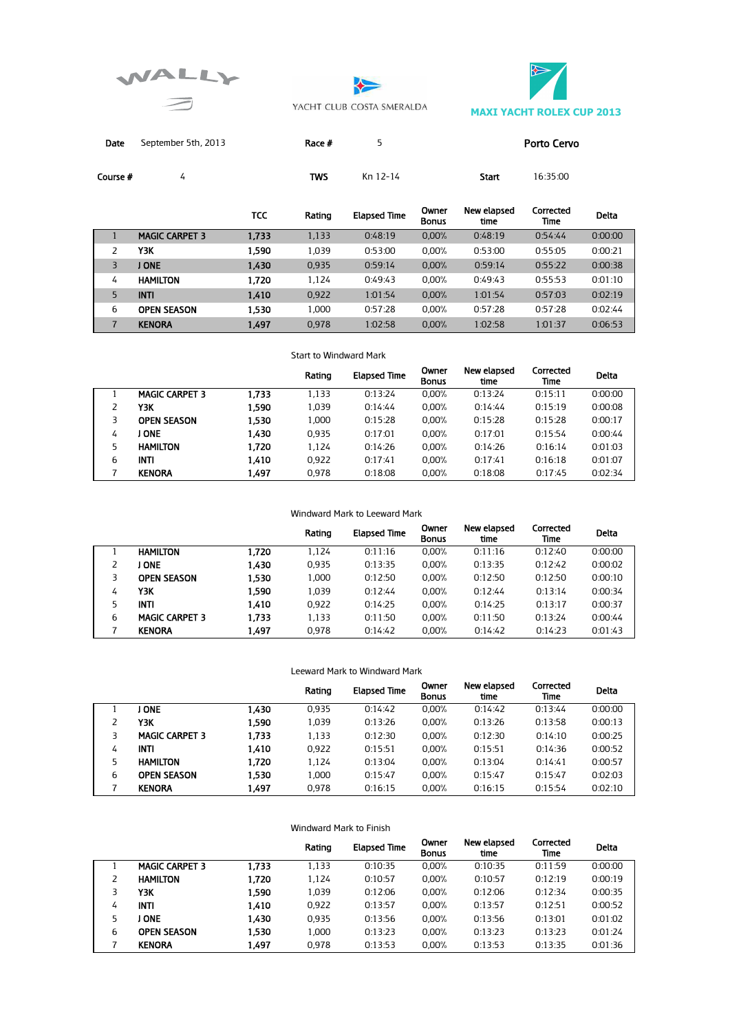WALLY

YACHT CLUB COSTA SMERALDA

MAXI YACHT ROLEX CUP 2013

| Date | September 5th, 2013 | Race # | 5 | Porto Cervo |
|---|---|---|---|---|
| Course # | 4 | TWS | Kn 12-14 | Start 16:35:00 |

| | | TCC | Rating | Elapsed Time | Owner Bonus | New elapsed time | Corrected Time | Delta |
|---|---|---|---|---|---|---|---|---|
| 1 | MAGIC CARPET 3 | 1,733 | 1,133 | 0:48:19 | 0,00% | 0:48:19 | 0:54:44 | 0:00:00 |
| 2 | Y3K | 1,590 | 1,039 | 0:53:00 | 0,00% | 0:53:00 | 0:55:05 | 0:00:21 |
| 3 | J ONE | 1,430 | 0,935 | 0:59:14 | 0,00% | 0:59:14 | 0:55:22 | 0:00:38 |
| 4 | HAMILTON | 1,720 | 1,124 | 0:49:43 | 0,00% | 0:49:43 | 0:55:53 | 0:01:10 |
| 5 | INTI | 1,410 | 0,922 | 1:01:54 | 0,00% | 1:01:54 | 0:57:03 | 0:02:19 |
| 6 | OPEN SEASON | 1,530 | 1,000 | 0:57:28 | 0,00% | 0:57:28 | 0:57:28 | 0:02:44 |
| 7 | KENORA | 1,497 | 0,978 | 1:02:58 | 0,00% | 1:02:58 | 1:01:37 | 0:06:53 |

Start to Windward Mark

| | | | Rating | Elapsed Time | Owner Bonus | New elapsed time | Corrected Time | Delta |
|---|---|---|---|---|---|---|---|---|
| 1 | MAGIC CARPET 3 | 1,733 | 1,133 | 0:13:24 | 0,00% | 0:13:24 | 0:15:11 | 0:00:00 |
| 2 | Y3K | 1,590 | 1,039 | 0:14:44 | 0,00% | 0:14:44 | 0:15:19 | 0:00:08 |
| 3 | OPEN SEASON | 1,530 | 1,000 | 0:15:28 | 0,00% | 0:15:28 | 0:15:28 | 0:00:17 |
| 4 | J ONE | 1,430 | 0,935 | 0:17:01 | 0,00% | 0:17:01 | 0:15:54 | 0:00:44 |
| 5 | HAMILTON | 1,720 | 1,124 | 0:14:26 | 0,00% | 0:14:26 | 0:16:14 | 0:01:03 |
| 6 | INTI | 1,410 | 0,922 | 0:17:41 | 0,00% | 0:17:41 | 0:16:18 | 0:01:07 |
| 7 | KENORA | 1,497 | 0,978 | 0:18:08 | 0,00% | 0:18:08 | 0:17:45 | 0:02:34 |

Windward Mark to Leeward Mark

| | | | Rating | Elapsed Time | Owner Bonus | New elapsed time | Corrected Time | Delta |
|---|---|---|---|---|---|---|---|---|
| 1 | HAMILTON | 1,720 | 1,124 | 0:11:16 | 0,00% | 0:11:16 | 0:12:40 | 0:00:00 |
| 2 | J ONE | 1,430 | 0,935 | 0:13:35 | 0,00% | 0:13:35 | 0:12:42 | 0:00:02 |
| 3 | OPEN SEASON | 1,530 | 1,000 | 0:12:50 | 0,00% | 0:12:50 | 0:12:50 | 0:00:10 |
| 4 | Y3K | 1,590 | 1,039 | 0:12:44 | 0,00% | 0:12:44 | 0:13:14 | 0:00:34 |
| 5 | INTI | 1,410 | 0,922 | 0:14:25 | 0,00% | 0:14:25 | 0:13:17 | 0:00:37 |
| 6 | MAGIC CARPET 3 | 1,733 | 1,133 | 0:11:50 | 0,00% | 0:11:50 | 0:13:24 | 0:00:44 |
| 7 | KENORA | 1,497 | 0,978 | 0:14:42 | 0,00% | 0:14:42 | 0:14:23 | 0:01:43 |

Leeward Mark to Windward Mark

| | | | Rating | Elapsed Time | Owner Bonus | New elapsed time | Corrected Time | Delta |
|---|---|---|---|---|---|---|---|---|
| 1 | J ONE | 1,430 | 0,935 | 0:14:42 | 0,00% | 0:14:42 | 0:13:44 | 0:00:00 |
| 2 | Y3K | 1,590 | 1,039 | 0:13:26 | 0,00% | 0:13:26 | 0:13:58 | 0:00:13 |
| 3 | MAGIC CARPET 3 | 1,733 | 1,133 | 0:12:30 | 0,00% | 0:12:30 | 0:14:10 | 0:00:25 |
| 4 | INTI | 1,410 | 0,922 | 0:15:51 | 0,00% | 0:15:51 | 0:14:36 | 0:00:52 |
| 5 | HAMILTON | 1,720 | 1,124 | 0:13:04 | 0,00% | 0:13:04 | 0:14:41 | 0:00:57 |
| 6 | OPEN SEASON | 1,530 | 1,000 | 0:15:47 | 0,00% | 0:15:47 | 0:15:47 | 0:02:03 |
| 7 | KENORA | 1,497 | 0,978 | 0:16:15 | 0,00% | 0:16:15 | 0:15:54 | 0:02:10 |

Windward Mark to Finish

| | | | Rating | Elapsed Time | Owner Bonus | New elapsed time | Corrected Time | Delta |
|---|---|---|---|---|---|---|---|---|
| 1 | MAGIC CARPET 3 | 1,733 | 1,133 | 0:10:35 | 0,00% | 0:10:35 | 0:11:59 | 0:00:00 |
| 2 | HAMILTON | 1,720 | 1,124 | 0:10:57 | 0,00% | 0:10:57 | 0:12:19 | 0:00:19 |
| 3 | Y3K | 1,590 | 1,039 | 0:12:06 | 0,00% | 0:12:06 | 0:12:34 | 0:00:35 |
| 4 | INTI | 1,410 | 0,922 | 0:13:57 | 0,00% | 0:13:57 | 0:12:51 | 0:00:52 |
| 5 | J ONE | 1,430 | 0,935 | 0:13:56 | 0,00% | 0:13:56 | 0:13:01 | 0:01:02 |
| 6 | OPEN SEASON | 1,530 | 1,000 | 0:13:23 | 0,00% | 0:13:23 | 0:13:23 | 0:01:24 |
| 7 | KENORA | 1,497 | 0,978 | 0:13:53 | 0,00% | 0:13:53 | 0:13:35 | 0:01:36 |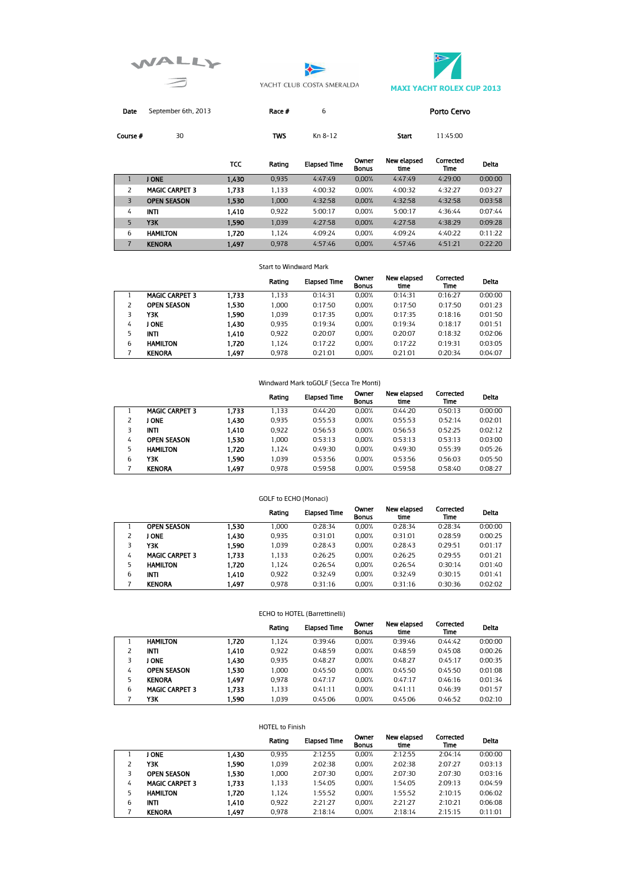WALLY

YACHT CLUB COSTA SMERALDA

**MAXI YACHT ROLEX CUP 2013**

| **Date** | September 6th, 2013 | **Race #** | 6 | **Porto Cervo** | |
|---|---|---|---|---|---|
| **Course #** | 30 | **TWS** | Kn 8-12 | **Start** | 11:45:00 |

| | | TCC | Rating | Elapsed Time | Owner Bonus | New elapsed time | Corrected Time | Delta |
|---|---|---|---|---|---|---|---|---|
| 1 | **J ONE** | 1,430 | 0,935 | 4:47:49 | 0,00% | 4:47:49 | 4:29:00 | 0:00:00 |
| 2 | **MAGIC CARPET 3** | 1,733 | 1,133 | 4:00:32 | 0,00% | 4:00:32 | 4:32:27 | 0:03:27 |
| 3 | **OPEN SEASON** | 1,530 | 1,000 | 4:32:58 | 0,00% | 4:32:58 | 4:32:58 | 0:03:58 |
| 4 | **INTI** | 1,410 | 0,922 | 5:00:17 | 0,00% | 5:00:17 | 4:36:44 | 0:07:44 |
| 5 | **Y3K** | 1,590 | 1,039 | 4:27:58 | 0,00% | 4:27:58 | 4:38:29 | 0:09:28 |
| 6 | **HAMILTON** | 1,720 | 1,124 | 4:09:24 | 0,00% | 4:09:24 | 4:40:22 | 0:11:22 |
| 7 | **KENORA** | 1,497 | 0,978 | 4:57:46 | 0,00% | 4:57:46 | 4:51:21 | 0:22:20 |

Start to Windward Mark

| | | | Rating | Elapsed Time | Owner Bonus | New elapsed time | Corrected Time | Delta |
|---|---|---|---|---|---|---|---|---|
| 1 | **MAGIC CARPET 3** | 1,733 | 1,133 | 0:14:31 | 0,00% | 0:14:31 | 0:16:27 | 0:00:00 |
| 2 | **OPEN SEASON** | 1,530 | 1,000 | 0:17:50 | 0,00% | 0:17:50 | 0:17:50 | 0:01:23 |
| 3 | **Y3K** | 1,590 | 1,039 | 0:17:35 | 0,00% | 0:17:35 | 0:18:16 | 0:01:50 |
| 4 | **J ONE** | 1,430 | 0,935 | 0:19:34 | 0,00% | 0:19:34 | 0:18:17 | 0:01:51 |
| 5 | **INTI** | 1,410 | 0,922 | 0:20:07 | 0,00% | 0:20:07 | 0:18:32 | 0:02:06 |
| 6 | **HAMILTON** | 1,720 | 1,124 | 0:17:22 | 0,00% | 0:17:22 | 0:19:31 | 0:03:05 |
| 7 | **KENORA** | 1,497 | 0,978 | 0:21:01 | 0,00% | 0:21:01 | 0:20:34 | 0:04:07 |

Windward Mark toGOLF (Secca Tre Monti)

| | | | Rating | Elapsed Time | Owner Bonus | New elapsed time | Corrected Time | Delta |
|---|---|---|---|---|---|---|---|---|
| 1 | **MAGIC CARPET 3** | 1,733 | 1,133 | 0:44:20 | 0,00% | 0:44:20 | 0:50:13 | 0:00:00 |
| 2 | **J ONE** | 1,430 | 0,935 | 0:55:53 | 0,00% | 0:55:53 | 0:52:14 | 0:02:01 |
| 3 | **INTI** | 1,410 | 0,922 | 0:56:53 | 0,00% | 0:56:53 | 0:52:25 | 0:02:12 |
| 4 | **OPEN SEASON** | 1,530 | 1,000 | 0:53:13 | 0,00% | 0:53:13 | 0:53:13 | 0:03:00 |
| 5 | **HAMILTON** | 1,720 | 1,124 | 0:49:30 | 0,00% | 0:49:30 | 0:55:39 | 0:05:26 |
| 6 | **Y3K** | 1,590 | 1,039 | 0:53:56 | 0,00% | 0:53:56 | 0:56:03 | 0:05:50 |
| 7 | **KENORA** | 1,497 | 0,978 | 0:59:58 | 0,00% | 0:59:58 | 0:58:40 | 0:08:27 |

GOLF to ECHO (Monaci)

| | | | Rating | Elapsed Time | Owner Bonus | New elapsed time | Corrected Time | Delta |
|---|---|---|---|---|---|---|---|---|
| 1 | **OPEN SEASON** | 1,530 | 1,000 | 0:28:34 | 0,00% | 0:28:34 | 0:28:34 | 0:00:00 |
| 2 | **J ONE** | 1,430 | 0,935 | 0:31:01 | 0,00% | 0:31:01 | 0:28:59 | 0:00:25 |
| 3 | **Y3K** | 1,590 | 1,039 | 0:28:43 | 0,00% | 0:28:43 | 0:29:51 | 0:01:17 |
| 4 | **MAGIC CARPET 3** | 1,733 | 1,133 | 0:26:25 | 0,00% | 0:26:25 | 0:29:55 | 0:01:21 |
| 5 | **HAMILTON** | 1,720 | 1,124 | 0:26:54 | 0,00% | 0:26:54 | 0:30:14 | 0:01:40 |
| 6 | **INTI** | 1,410 | 0,922 | 0:32:49 | 0,00% | 0:32:49 | 0:30:15 | 0:01:41 |
| 7 | **KENORA** | 1,497 | 0,978 | 0:31:16 | 0,00% | 0:31:16 | 0:30:36 | 0:02:02 |

ECHO to HOTEL (Barrettinelli)

| | | | Rating | Elapsed Time | Owner Bonus | New elapsed time | Corrected Time | Delta |
|---|---|---|---|---|---|---|---|---|
| 1 | **HAMILTON** | 1,720 | 1,124 | 0:39:46 | 0,00% | 0:39:46 | 0:44:42 | 0:00:00 |
| 2 | **INTI** | 1,410 | 0,922 | 0:48:59 | 0,00% | 0:48:59 | 0:45:08 | 0:00:26 |
| 3 | **J ONE** | 1,430 | 0,935 | 0:48:27 | 0,00% | 0:48:27 | 0:45:17 | 0:00:35 |
| 4 | **OPEN SEASON** | 1,530 | 1,000 | 0:45:50 | 0,00% | 0:45:50 | 0:45:50 | 0:01:08 |
| 5 | **KENORA** | 1,497 | 0,978 | 0:47:17 | 0,00% | 0:47:17 | 0:46:16 | 0:01:34 |
| 6 | **MAGIC CARPET 3** | 1,733 | 1,133 | 0:41:11 | 0,00% | 0:41:11 | 0:46:39 | 0:01:57 |
| 7 | **Y3K** | 1,590 | 1,039 | 0:45:06 | 0,00% | 0:45:06 | 0:46:52 | 0:02:10 |

HOTEL to Finish

| | | | Rating | Elapsed Time | Owner Bonus | New elapsed time | Corrected Time | Delta |
|---|---|---|---|---|---|---|---|---|
| 1 | **J ONE** | 1,430 | 0,935 | 2:12:55 | 0,00% | 2:12:55 | 2:04:14 | 0:00:00 |
| 2 | **Y3K** | 1,590 | 1,039 | 2:02:38 | 0,00% | 2:02:38 | 2:07:27 | 0:03:13 |
| 3 | **OPEN SEASON** | 1,530 | 1,000 | 2:07:30 | 0,00% | 2:07:30 | 2:07:30 | 0:03:16 |
| 4 | **MAGIC CARPET 3** | 1,733 | 1,133 | 1:54:05 | 0,00% | 1:54:05 | 2:09:13 | 0:04:59 |
| 5 | **HAMILTON** | 1,720 | 1,124 | 1:55:52 | 0,00% | 1:55:52 | 2:10:15 | 0:06:02 |
| 6 | **INTI** | 1,410 | 0,922 | 2:21:27 | 0,00% | 2:21:27 | 2:10:21 | 0:06:08 |
| 7 | **KENORA** | 1,497 | 0,978 | 2:18:14 | 0,00% | 2:18:14 | 2:15:15 | 0:11:01 |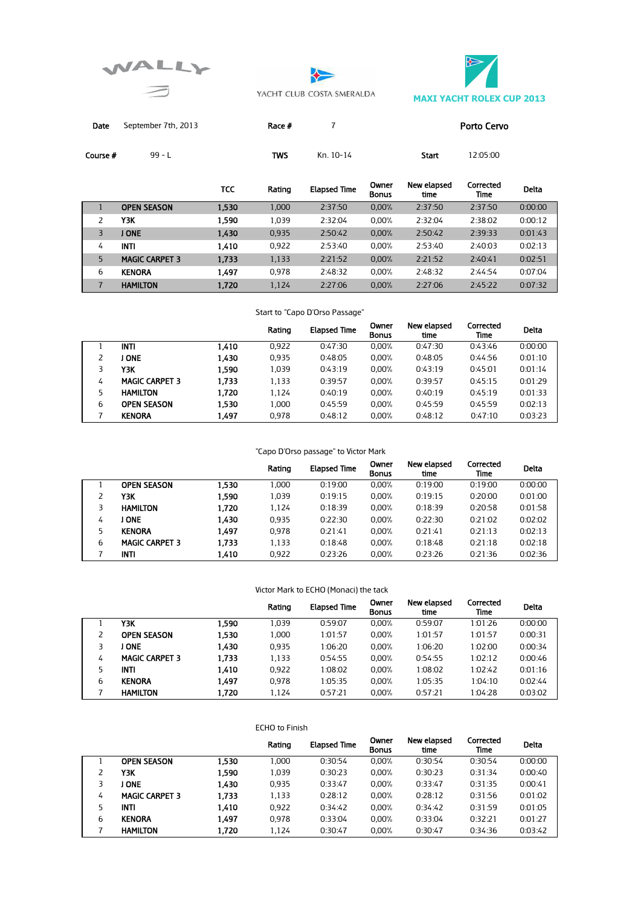WALLY

YACHT CLUB COSTA SMERALDA

MAXI YACHT ROLEX CUP 2013

| | | | | | |
|---|---|---|---|---|---|
| **Date** | September 7th, 2013 | **Race #** | 7 | | **Porto Cervo** |
| **Course #** | 99 - L | **TWS** | Kn. 10-14 | **Start** | 12:05:00 |

| | | TCC | Rating | Elapsed Time | Owner Bonus | New elapsed time | Corrected Time | Delta |
|---|---|---|---|---|---|---|---|---|
| 1 | **OPEN SEASON** | **1,530** | 1,000 | 2:37:50 | 0,00% | 2:37:50 | 2:37:50 | 0:00:00 |
| 2 | **Y3K** | **1,590** | 1,039 | 2:32:04 | 0,00% | 2:32:04 | 2:38:02 | 0:00:12 |
| 3 | **J ONE** | **1,430** | 0,935 | 2:50:42 | 0,00% | 2:50:42 | 2:39:33 | 0:01:43 |
| 4 | **INTI** | **1,410** | 0,922 | 2:53:40 | 0,00% | 2:53:40 | 2:40:03 | 0:02:13 |
| 5 | **MAGIC CARPET 3** | **1,733** | 1,133 | 2:21:52 | 0,00% | 2:21:52 | 2:40:41 | 0:02:51 |
| 6 | **KENORA** | **1,497** | 0,978 | 2:48:32 | 0,00% | 2:48:32 | 2:44:54 | 0:07:04 |
| 7 | **HAMILTON** | **1,720** | 1,124 | 2:27:06 | 0,00% | 2:27:06 | 2:45:22 | 0:07:32 |

Start to "Capo D'Orso Passage"

| | | | Rating | Elapsed Time | Owner Bonus | New elapsed time | Corrected Time | Delta |
|---|---|---|---|---|---|---|---|---|
| 1 | **INTI** | **1,410** | 0,922 | 0:47:30 | 0,00% | 0:47:30 | 0:43:46 | 0:00:00 |
| 2 | **J ONE** | **1,430** | 0,935 | 0:48:05 | 0,00% | 0:48:05 | 0:44:56 | 0:01:10 |
| 3 | **Y3K** | **1,590** | 1,039 | 0:43:19 | 0,00% | 0:43:19 | 0:45:01 | 0:01:14 |
| 4 | **MAGIC CARPET 3** | **1,733** | 1,133 | 0:39:57 | 0,00% | 0:39:57 | 0:45:15 | 0:01:29 |
| 5 | **HAMILTON** | **1,720** | 1,124 | 0:40:19 | 0,00% | 0:40:19 | 0:45:19 | 0:01:33 |
| 6 | **OPEN SEASON** | **1,530** | 1,000 | 0:45:59 | 0,00% | 0:45:59 | 0:45:59 | 0:02:13 |
| 7 | **KENORA** | **1,497** | 0,978 | 0:48:12 | 0,00% | 0:48:12 | 0:47:10 | 0:03:23 |

"Capo D'Orso passage" to Victor Mark

| | | | Rating | Elapsed Time | Owner Bonus | New elapsed time | Corrected Time | Delta |
|---|---|---|---|---|---|---|---|---|
| 1 | **OPEN SEASON** | **1,530** | 1,000 | 0:19:00 | 0,00% | 0:19:00 | 0:19:00 | 0:00:00 |
| 2 | **Y3K** | **1,590** | 1,039 | 0:19:15 | 0,00% | 0:19:15 | 0:20:00 | 0:01:00 |
| 3 | **HAMILTON** | **1,720** | 1,124 | 0:18:39 | 0,00% | 0:18:39 | 0:20:58 | 0:01:58 |
| 4 | **J ONE** | **1,430** | 0,935 | 0:22:30 | 0,00% | 0:22:30 | 0:21:02 | 0:02:02 |
| 5 | **KENORA** | **1,497** | 0,978 | 0:21:41 | 0,00% | 0:21:41 | 0:21:13 | 0:02:13 |
| 6 | **MAGIC CARPET 3** | **1,733** | 1,133 | 0:18:48 | 0,00% | 0:18:48 | 0:21:18 | 0:02:18 |
| 7 | **INTI** | **1,410** | 0,922 | 0:23:26 | 0,00% | 0:23:26 | 0:21:36 | 0:02:36 |

Victor Mark to ECHO (Monaci) the tack

| | | | Rating | Elapsed Time | Owner Bonus | New elapsed time | Corrected Time | Delta |
|---|---|---|---|---|---|---|---|---|
| 1 | **Y3K** | **1,590** | 1,039 | 0:59:07 | 0,00% | 0:59:07 | 1:01:26 | 0:00:00 |
| 2 | **OPEN SEASON** | **1,530** | 1,000 | 1:01:57 | 0,00% | 1:01:57 | 1:01:57 | 0:00:31 |
| 3 | **J ONE** | **1,430** | 0,935 | 1:06:20 | 0,00% | 1:06:20 | 1:02:00 | 0:00:34 |
| 4 | **MAGIC CARPET 3** | **1,733** | 1,133 | 0:54:55 | 0,00% | 0:54:55 | 1:02:12 | 0:00:46 |
| 5 | **INTI** | **1,410** | 0,922 | 1:08:02 | 0,00% | 1:08:02 | 1:02:42 | 0:01:16 |
| 6 | **KENORA** | **1,497** | 0,978 | 1:05:35 | 0,00% | 1:05:35 | 1:04:10 | 0:02:44 |
| 7 | **HAMILTON** | **1,720** | 1,124 | 0:57:21 | 0,00% | 0:57:21 | 1:04:28 | 0:03:02 |

ECHO to Finish

| | | | Rating | Elapsed Time | Owner Bonus | New elapsed time | Corrected Time | Delta |
|---|---|---|---|---|---|---|---|---|
| 1 | **OPEN SEASON** | **1,530** | 1,000 | 0:30:54 | 0,00% | 0:30:54 | 0:30:54 | 0:00:00 |
| 2 | **Y3K** | **1,590** | 1,039 | 0:30:23 | 0,00% | 0:30:23 | 0:31:34 | 0:00:40 |
| 3 | **J ONE** | **1,430** | 0,935 | 0:33:47 | 0,00% | 0:33:47 | 0:31:35 | 0:00:41 |
| 4 | **MAGIC CARPET 3** | **1,733** | 1,133 | 0:28:12 | 0,00% | 0:28:12 | 0:31:56 | 0:01:02 |
| 5 | **INTI** | **1,410** | 0,922 | 0:34:42 | 0,00% | 0:34:42 | 0:31:59 | 0:01:05 |
| 6 | **KENORA** | **1,497** | 0,978 | 0:33:04 | 0,00% | 0:33:04 | 0:32:21 | 0:01:27 |
| 7 | **HAMILTON** | **1,720** | 1,124 | 0:30:47 | 0,00% | 0:30:47 | 0:34:36 | 0:03:42 |